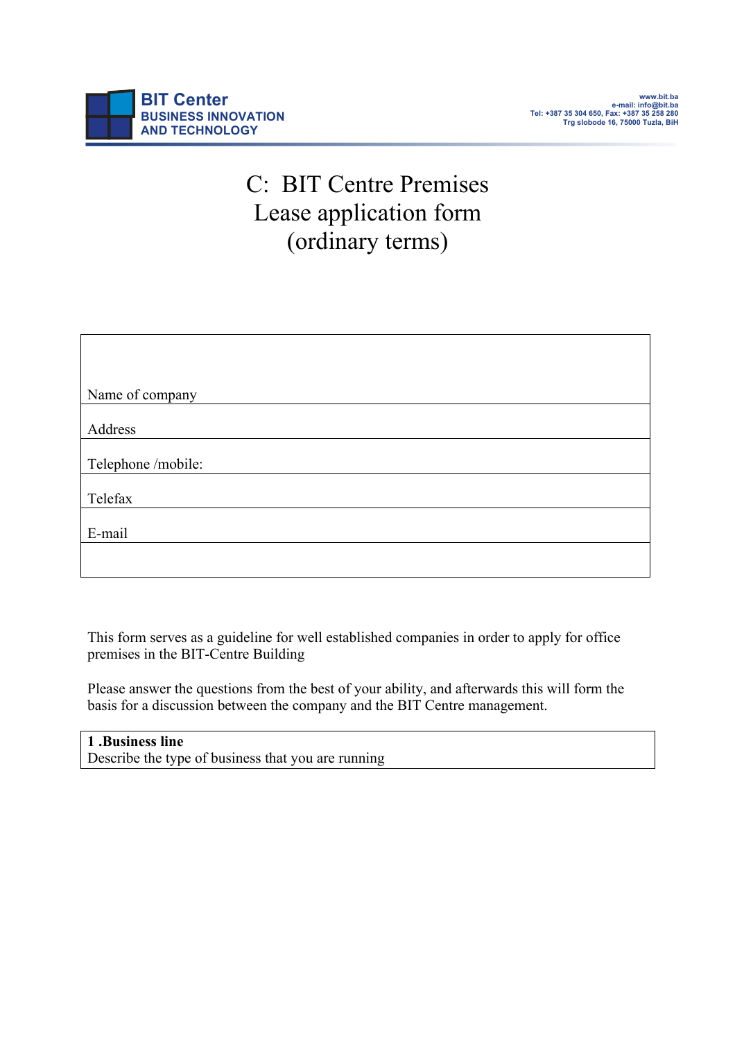BIT Center
BUSINESS INNOVATION
AND TECHNOLOGY

www.bit.ba
e-mail: info@bit.ba
Tel: +387 35 304 650, Fax: +387 35 258 280
Trg slobode 16, 75000 Tuzla, BiH

# C: BIT Centre Premises Lease application form (ordinary terms)

| |
|---|
| Name of company |
| Address |
| Telephone /mobile: |
| Telefax |
| E-mail |
| |

This form serves as a guideline for well established companies in order to apply for office premises in the BIT-Centre Building

Please answer the questions from the best of your ability, and afterwards this will form the basis for a discussion between the company and the BIT Centre management.

| **1 .Business line**<br>Describe the type of business that you are running |
|---|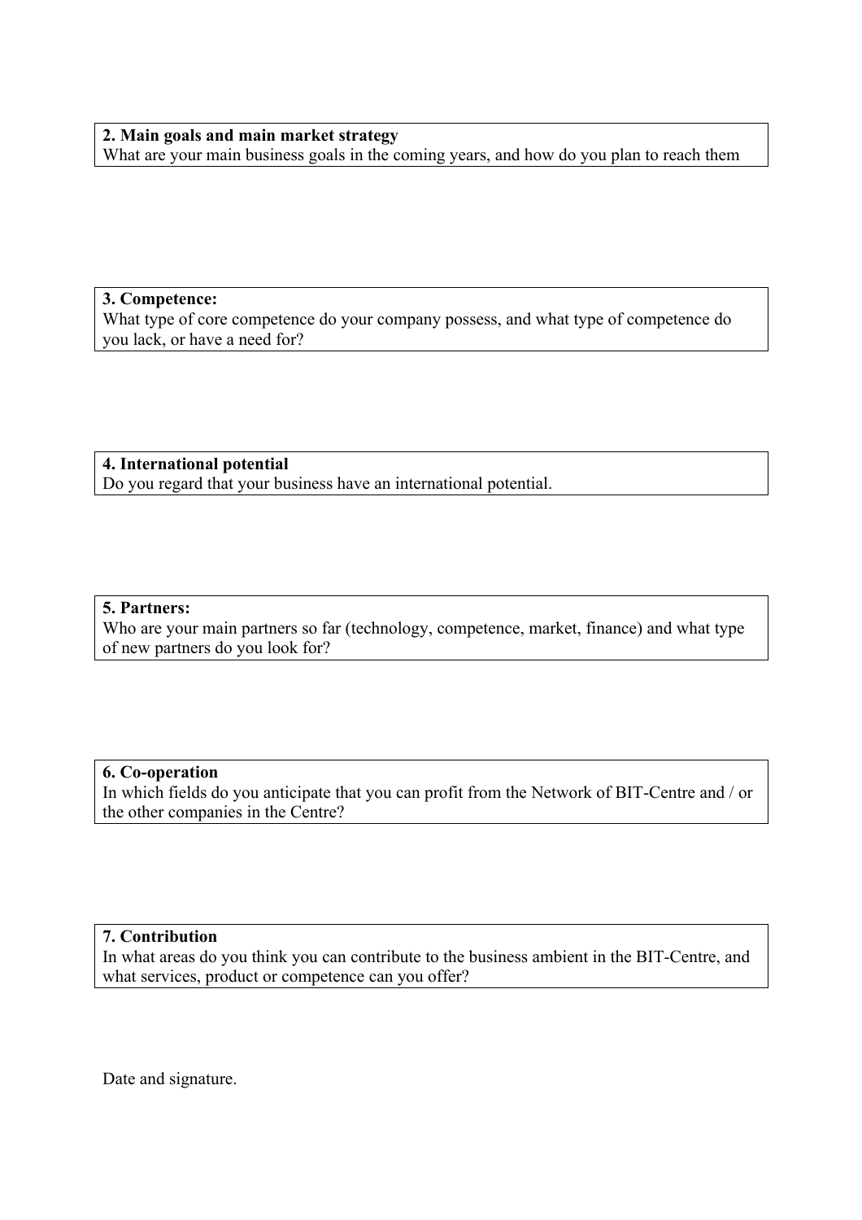**2. Main goals and main market strategy**
What are your main business goals in the coming years, and how do you plan to reach them

**3. Competence:**
What type of core competence do your company possess, and what type of competence do you lack, or have a need for?

**4. International potential**
Do you regard that your business have an international potential.

**5. Partners:**
Who are your main partners so far (technology, competence, market, finance) and what type of new partners do you look for?

**6. Co-operation**
In which fields do you anticipate that you can profit from the Network of BIT-Centre and / or the other companies in the Centre?

**7. Contribution**
In what areas do you think you can contribute to the business ambient in the BIT-Centre, and what services, product or competence can you offer?

Date and signature.